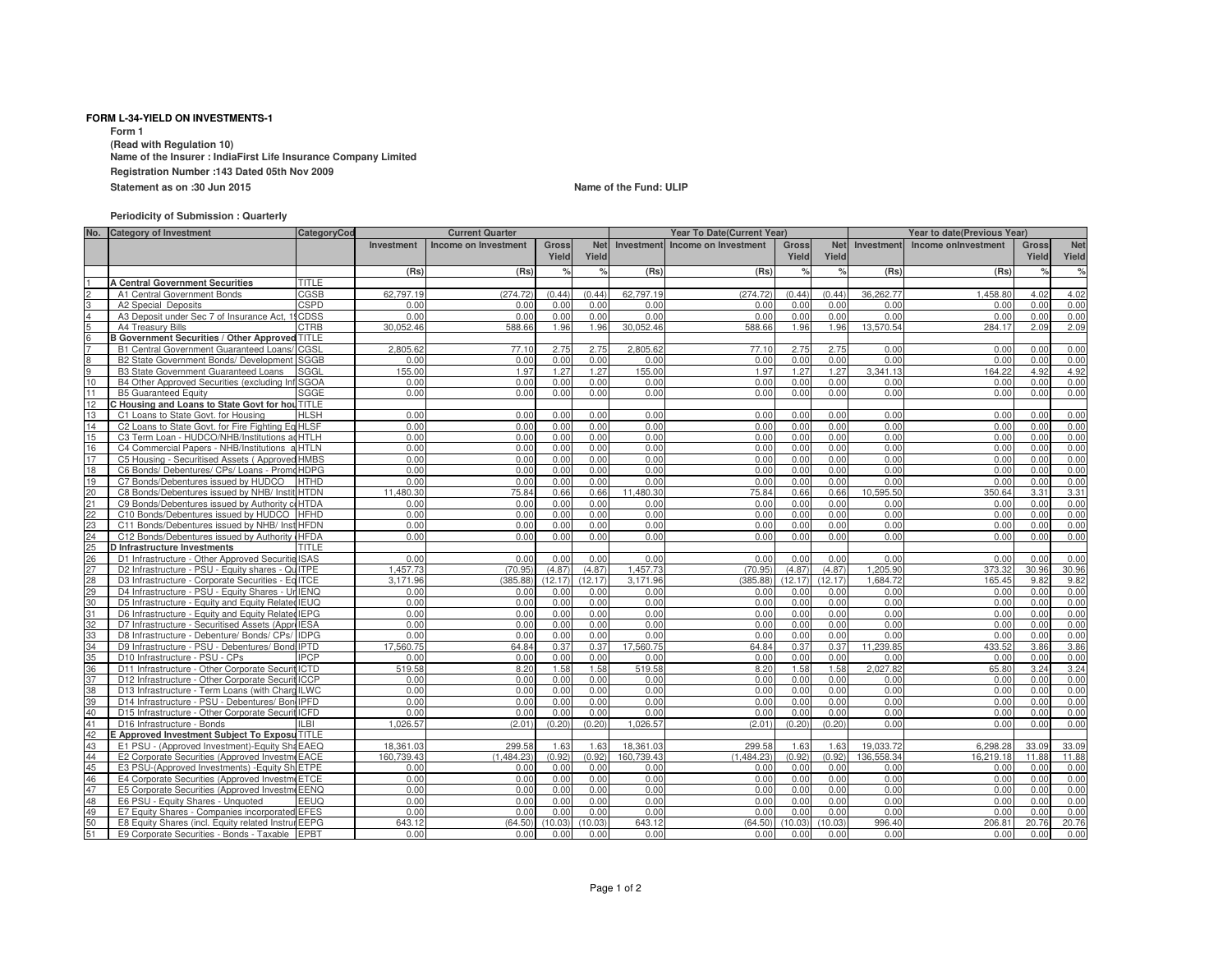**FORM L-34-YIELD ON INVESTMENTS-1**

**Form 1**

**(Read with Regulation 10)**

**Name of the Insurer : IndiaFirst Life Insurance Company Limited**

**Registration Number :143 Dated 05th Nov 2009**

**Statement as on :30 Jun 2015**

**Name of the Fund: ULIP**

**Periodicity of Submission : Quarterly**

| No. | Category of Investment | CategoryCod | Current Quarter | | | | Year To Date(Current Year) | | | | Year to date(Previous Year) | | | |
|---|---|---|---|---|---|---|---|---|---|---|---|---|---|---|
| | | | Investment | Income on Investment | Gross Yield | Net Yield | Investment | Income on Investment | Gross Yield | Net Yield | Investment | Income onInvestment | Gross Yield | Net Yield |
| | | | (Rs) | (Rs) | % | % | (Rs) | (Rs) | % | % | (Rs) | (Rs) | % | % |
| 1 | **A Central Government Securities** | TITLE | | | | | | | | | | | | |
| 2 | A1 Central Government Bonds | CGSB | 62,797.19 | (274.72) | (0.44) | (0.44) | 62,797.19 | (274.72) | (0.44) | (0.44) | 36,262.77 | 1,458.80 | 4.02 | 4.02 |
| 3 | A2 Special Deposits | CSPD | 0.00 | 0.00 | 0.00 | 0.00 | 0.00 | 0.00 | 0.00 | 0.00 | 0.00 | 0.00 | 0.00 | 0.00 |
| 4 | A3 Deposit under Sec 7 of Insurance Act, 1 | CDSS | 0.00 | 0.00 | 0.00 | 0.00 | 0.00 | 0.00 | 0.00 | 0.00 | 0.00 | 0.00 | 0.00 | 0.00 |
| 5 | A4 Treasury Bills | CTRB | 30,052.46 | 588.66 | 1.96 | 1.96 | 30,052.46 | 588.66 | 1.96 | 1.96 | 13,570.54 | 284.17 | 2.09 | 2.09 |
| 6 | **B Government Securities / Other Approved** | TITLE | | | | | | | | | | | | |
| 7 | B1 Central Government Guaranteed Loans/ | CGSL | 2,805.62 | 77.10 | 2.75 | 2.75 | 2,805.62 | 77.10 | 2.75 | 2.75 | 0.00 | 0.00 | 0.00 | 0.00 |
| 8 | B2 State Government Bonds/ Development | SGGB | 0.00 | 0.00 | 0.00 | 0.00 | 0.00 | 0.00 | 0.00 | 0.00 | 0.00 | 0.00 | 0.00 | 0.00 |
| 9 | B3 State Government Guaranteed Loans | SGGL | 155.00 | 1.97 | 1.27 | 1.27 | 155.00 | 1.97 | 1.27 | 1.27 | 3,341.13 | 164.22 | 4.92 | 4.92 |
| 10 | B4 Other Approved Securities (excluding Inf | SGOA | 0.00 | 0.00 | 0.00 | 0.00 | 0.00 | 0.00 | 0.00 | 0.00 | 0.00 | 0.00 | 0.00 | 0.00 |
| 11 | B5 Guaranteed Equity | SGGE | 0.00 | 0.00 | 0.00 | 0.00 | 0.00 | 0.00 | 0.00 | 0.00 | 0.00 | 0.00 | 0.00 | 0.00 |
| 12 | **C Housing and Loans to State Govt for hou** | TITLE | | | | | | | | | | | | |
| 13 | C1 Loans to State Govt. for Housing | HLSH | 0.00 | 0.00 | 0.00 | 0.00 | 0.00 | 0.00 | 0.00 | 0.00 | 0.00 | 0.00 | 0.00 | 0.00 |
| 14 | C2 Loans to State Govt. for Fire Fighting Eq | HLSF | 0.00 | 0.00 | 0.00 | 0.00 | 0.00 | 0.00 | 0.00 | 0.00 | 0.00 | 0.00 | 0.00 | 0.00 |
| 15 | C3 Term Loan - HUDCO/NHB/Institutions a | HTLH | 0.00 | 0.00 | 0.00 | 0.00 | 0.00 | 0.00 | 0.00 | 0.00 | 0.00 | 0.00 | 0.00 | 0.00 |
| 16 | C4 Commercial Papers - NHB/Institutions a | HTLN | 0.00 | 0.00 | 0.00 | 0.00 | 0.00 | 0.00 | 0.00 | 0.00 | 0.00 | 0.00 | 0.00 | 0.00 |
| 17 | C5 Housing - Securitised Assets ( Approved | HMBS | 0.00 | 0.00 | 0.00 | 0.00 | 0.00 | 0.00 | 0.00 | 0.00 | 0.00 | 0.00 | 0.00 | 0.00 |
| 18 | C6 Bonds/ Debentures/ CPs/ Loans - Promo | HDPG | 0.00 | 0.00 | 0.00 | 0.00 | 0.00 | 0.00 | 0.00 | 0.00 | 0.00 | 0.00 | 0.00 | 0.00 |
| 19 | C7 Bonds/Debentures issued by HUDCO | HTHD | 0.00 | 0.00 | 0.00 | 0.00 | 0.00 | 0.00 | 0.00 | 0.00 | 0.00 | 0.00 | 0.00 | 0.00 |
| 20 | C8 Bonds/Debentures issued by NHB/ Instit | HTDN | 11,480.30 | 75.84 | 0.66 | 0.66 | 11,480.30 | 75.84 | 0.66 | 0.66 | 10,595.50 | 350.64 | 3.31 | 3.31 |
| 21 | C9 Bonds/Debentures issued by Authority c | HTDA | 0.00 | 0.00 | 0.00 | 0.00 | 0.00 | 0.00 | 0.00 | 0.00 | 0.00 | 0.00 | 0.00 | 0.00 |
| 22 | C10 Bonds/Debentures issued by HUDCO | HFHD | 0.00 | 0.00 | 0.00 | 0.00 | 0.00 | 0.00 | 0.00 | 0.00 | 0.00 | 0.00 | 0.00 | 0.00 |
| 23 | C11 Bonds/Debentures issued by NHB/ Inst | HFDN | 0.00 | 0.00 | 0.00 | 0.00 | 0.00 | 0.00 | 0.00 | 0.00 | 0.00 | 0.00 | 0.00 | 0.00 |
| 24 | C12 Bonds/Debentures issued by Authority | HFDA | 0.00 | 0.00 | 0.00 | 0.00 | 0.00 | 0.00 | 0.00 | 0.00 | 0.00 | 0.00 | 0.00 | 0.00 |
| 25 | **D Infrastructure Investments** | TITLE | | | | | | | | | | | | |
| 26 | D1 Infrastructure - Other Approved Securitie | ISAS | 0.00 | 0.00 | 0.00 | 0.00 | 0.00 | 0.00 | 0.00 | 0.00 | 0.00 | 0.00 | 0.00 | 0.00 |
| 27 | D2 Infrastructure - PSU - Equity shares - Qu | ITPE | 1,457.73 | (70.95) | (4.87) | (4.87) | 1,457.73 | (70.95) | (4.87) | (4.87) | 1,205.90 | 373.32 | 30.96 | 30.96 |
| 28 | D3 Infrastructure - Corporate Securities - Eq | ITCE | 3,171.96 | (385.88) | (12.17) | (12.17) | 3,171.96 | (385.88) | (12.17) | (12.17) | 1,684.72 | 165.45 | 9.82 | 9.82 |
| 29 | D4 Infrastructure - PSU - Equity Shares - Ur | IENQ | 0.00 | 0.00 | 0.00 | 0.00 | 0.00 | 0.00 | 0.00 | 0.00 | 0.00 | 0.00 | 0.00 | 0.00 |
| 30 | D5 Infrastructure - Equity and Equity Related | IEUQ | 0.00 | 0.00 | 0.00 | 0.00 | 0.00 | 0.00 | 0.00 | 0.00 | 0.00 | 0.00 | 0.00 | 0.00 |
| 31 | D6 Infrastructure - Equity and Equity Related | IEPG | 0.00 | 0.00 | 0.00 | 0.00 | 0.00 | 0.00 | 0.00 | 0.00 | 0.00 | 0.00 | 0.00 | 0.00 |
| 32 | D7 Infrastructure - Securitised Assets (Appr | IESA | 0.00 | 0.00 | 0.00 | 0.00 | 0.00 | 0.00 | 0.00 | 0.00 | 0.00 | 0.00 | 0.00 | 0.00 |
| 33 | D8 Infrastructure - Debenture/ Bonds/ CPs/ | IDPG | 0.00 | 0.00 | 0.00 | 0.00 | 0.00 | 0.00 | 0.00 | 0.00 | 0.00 | 0.00 | 0.00 | 0.00 |
| 34 | D9 Infrastructure - PSU - Debentures/ Bond | IPTD | 17,560.75 | 64.84 | 0.37 | 0.37 | 17,560.75 | 64.84 | 0.37 | 0.37 | 11,239.85 | 433.52 | 3.86 | 3.86 |
| 35 | D10 Infrastructure - PSU - CPs | IPCP | 0.00 | 0.00 | 0.00 | 0.00 | 0.00 | 0.00 | 0.00 | 0.00 | 0.00 | 0.00 | 0.00 | 0.00 |
| 36 | D11 Infrastructure - Other Corporate Securit | ICTD | 519.58 | 8.20 | 1.58 | 1.58 | 519.58 | 8.20 | 1.58 | 1.58 | 2,027.82 | 65.80 | 3.24 | 3.24 |
| 37 | D12 Infrastructure - Other Corporate Securit | ICCP | 0.00 | 0.00 | 0.00 | 0.00 | 0.00 | 0.00 | 0.00 | 0.00 | 0.00 | 0.00 | 0.00 | 0.00 |
| 38 | D13 Infrastructure - Term Loans (with Charg | ILWC | 0.00 | 0.00 | 0.00 | 0.00 | 0.00 | 0.00 | 0.00 | 0.00 | 0.00 | 0.00 | 0.00 | 0.00 |
| 39 | D14 Infrastructure - PSU - Debentures/ Bon | IPFD | 0.00 | 0.00 | 0.00 | 0.00 | 0.00 | 0.00 | 0.00 | 0.00 | 0.00 | 0.00 | 0.00 | 0.00 |
| 40 | D15 Infrastructure - Other Corporate Securit | ICFD | 0.00 | 0.00 | 0.00 | 0.00 | 0.00 | 0.00 | 0.00 | 0.00 | 0.00 | 0.00 | 0.00 | 0.00 |
| 41 | D16 Infrastructure - Bonds | ILBI | 1,026.57 | (2.01) | (0.20) | (0.20) | 1,026.57 | (2.01) | (0.20) | (0.20) | 0.00 | 0.00 | 0.00 | 0.00 |
| 42 | **E Approved Investment Subject To Exposu** | TITLE | | | | | | | | | | | | |
| 43 | E1 PSU - (Approved Investment)-Equity Sha | EAEQ | 18,361.03 | 299.58 | 1.63 | 1.63 | 18,361.03 | 299.58 | 1.63 | 1.63 | 19,033.72 | 6,298.28 | 33.09 | 33.09 |
| 44 | E2 Corporate Securities (Approved Investme | EACE | 160,739.43 | (1,484.23) | (0.92) | (0.92) | 160,739.43 | (1,484.23) | (0.92) | (0.92) | 136,558.34 | 16,219.18 | 11.88 | 11.88 |
| 45 | E3 PSU-(Approved Investments) -Equity Sh | ETPE | 0.00 | 0.00 | 0.00 | 0.00 | 0.00 | 0.00 | 0.00 | 0.00 | 0.00 | 0.00 | 0.00 | 0.00 |
| 46 | E4 Corporate Securities (Approved Investme | ETCE | 0.00 | 0.00 | 0.00 | 0.00 | 0.00 | 0.00 | 0.00 | 0.00 | 0.00 | 0.00 | 0.00 | 0.00 |
| 47 | E5 Corporate Securities (Approved Investme | EENQ | 0.00 | 0.00 | 0.00 | 0.00 | 0.00 | 0.00 | 0.00 | 0.00 | 0.00 | 0.00 | 0.00 | 0.00 |
| 48 | E6 PSU - Equity Shares - Unquoted | EEUQ | 0.00 | 0.00 | 0.00 | 0.00 | 0.00 | 0.00 | 0.00 | 0.00 | 0.00 | 0.00 | 0.00 | 0.00 |
| 49 | E7 Equity Shares - Companies incorporated | EFES | 0.00 | 0.00 | 0.00 | 0.00 | 0.00 | 0.00 | 0.00 | 0.00 | 0.00 | 0.00 | 0.00 | 0.00 |
| 50 | E8 Equity Shares (incl. Equity related Instru | EEPG | 643.12 | (64.50) | (10.03) | (10.03) | 643.12 | (64.50) | (10.03) | (10.03) | 996.40 | 206.81 | 20.76 | 20.76 |
| 51 | E9 Corporate Securities - Bonds - Taxable | EPBT | 0.00 | 0.00 | 0.00 | 0.00 | 0.00 | 0.00 | 0.00 | 0.00 | 0.00 | 0.00 | 0.00 | 0.00 |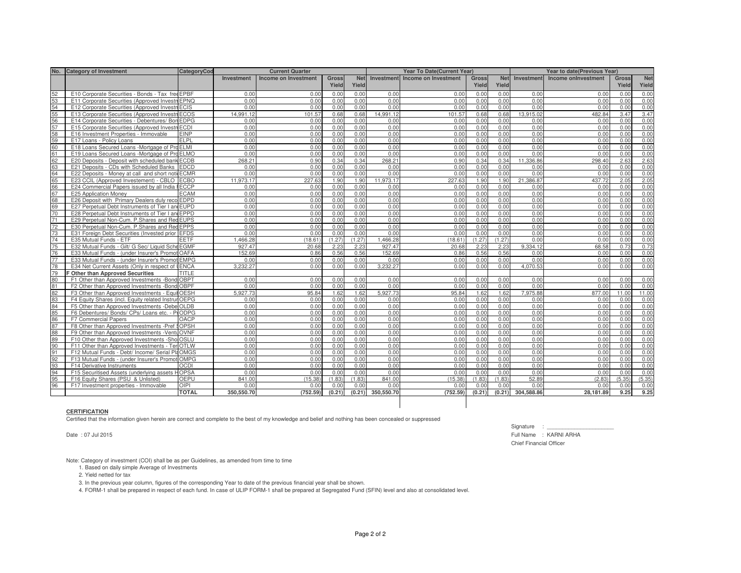| No. | Category of Investment | CategoryCod | Current Quarter | | | | Year To Date(Current Year) | | | | Year to date(Previous Year) | | | |
|---|---|---|---|---|---|---|---|---|---|---|---|---|---|---|
| | | | Investment | Income on Investment | Gross Yield | Net Yield | Investment | Income on Investment | Gross Yield | Net Yield | Investment | Income onInvestment | Gross Yield | Net Yield |
| 52 | E10 Corporate Securities - Bonds - Tax free | EPBF | 0.00 | 0.00 | 0.00 | 0.00 | 0.00 | 0.00 | 0.00 | 0.00 | 0.00 | 0.00 | 0.00 | 0.00 |
| 53 | E11 Corporate Securities (Approved Investn | EPNQ | 0.00 | 0.00 | 0.00 | 0.00 | 0.00 | 0.00 | 0.00 | 0.00 | 0.00 | 0.00 | 0.00 | 0.00 |
| 54 | E12 Corporate Securities (Approved Investn | ECIS | 0.00 | 0.00 | 0.00 | 0.00 | 0.00 | 0.00 | 0.00 | 0.00 | 0.00 | 0.00 | 0.00 | 0.00 |
| 55 | E13 Corporate Securities (Approved Investn | ECOS | 14,991.12 | 101.57 | 0.68 | 0.68 | 14,991.12 | 101.57 | 0.68 | 0.68 | 13,915.02 | 482.84 | 3.47 | 3.47 |
| 56 | E14 Corporate Securities - Debentures/ Bon | EDPG | 0.00 | 0.00 | 0.00 | 0.00 | 0.00 | 0.00 | 0.00 | 0.00 | 0.00 | 0.00 | 0.00 | 0.00 |
| 57 | E15 Corporate Securities (Approved Investn | ECDI | 0.00 | 0.00 | 0.00 | 0.00 | 0.00 | 0.00 | 0.00 | 0.00 | 0.00 | 0.00 | 0.00 | 0.00 |
| 58 | E16 Investment Properties - Immovable | EINP | 0.00 | 0.00 | 0.00 | 0.00 | 0.00 | 0.00 | 0.00 | 0.00 | 0.00 | 0.00 | 0.00 | 0.00 |
| 59 | E17 Loans - Policy Loans | ELPL | 0.00 | 0.00 | 0.00 | 0.00 | 0.00 | 0.00 | 0.00 | 0.00 | 0.00 | 0.00 | 0.00 | 0.00 |
| 60 | E18 Loans Secured Loans -Mortgage of Pro | ELMI | 0.00 | 0.00 | 0.00 | 0.00 | 0.00 | 0.00 | 0.00 | 0.00 | 0.00 | 0.00 | 0.00 | 0.00 |
| 61 | E19 Loans Secured Loans -Mortgage of Pro | ELMO | 0.00 | 0.00 | 0.00 | 0.00 | 0.00 | 0.00 | 0.00 | 0.00 | 0.00 | 0.00 | 0.00 | 0.00 |
| 62 | E20 Deposits - Deposit with scheduled bank | ECDB | 268.21 | 0.90 | 0.34 | 0.34 | 268.21 | 0.90 | 0.34 | 0.34 | 11,336.86 | 298.40 | 2.63 | 2.63 |
| 63 | E21 Deposits - CDs with Scheduled Banks | EDCD | 0.00 | 0.00 | 0.00 | 0.00 | 0.00 | 0.00 | 0.00 | 0.00 | 0.00 | 0.00 | 0.00 | 0.00 |
| 64 | E22 Deposits - Money at call and short noti | ECMR | 0.00 | 0.00 | 0.00 | 0.00 | 0.00 | 0.00 | 0.00 | 0.00 | 0.00 | 0.00 | 0.00 | 0.00 |
| 65 | E23 CCIL (Approved Investement) - CBLO | ECBO | 11,973.17 | 227.63 | 1.90 | 1.90 | 11,973.17 | 227.63 | 1.90 | 1.90 | 21,386.87 | 437.72 | 2.05 | 2.05 |
| 66 | E24 Commercial Papers issued by all India I | ECCP | 0.00 | 0.00 | 0.00 | 0.00 | 0.00 | 0.00 | 0.00 | 0.00 | 0.00 | 0.00 | 0.00 | 0.00 |
| 67 | E25 Application Money | ECAM | 0.00 | 0.00 | 0.00 | 0.00 | 0.00 | 0.00 | 0.00 | 0.00 | 0.00 | 0.00 | 0.00 | 0.00 |
| 68 | E26 Deposit with Primary Dealers duly reco | EDPD | 0.00 | 0.00 | 0.00 | 0.00 | 0.00 | 0.00 | 0.00 | 0.00 | 0.00 | 0.00 | 0.00 | 0.00 |
| 69 | E27 Perpetual Debt Instruments of Tier I an | EUPD | 0.00 | 0.00 | 0.00 | 0.00 | 0.00 | 0.00 | 0.00 | 0.00 | 0.00 | 0.00 | 0.00 | 0.00 |
| 70 | E28 Perpetual Debt Instruments of Tier I an | EPPD | 0.00 | 0.00 | 0.00 | 0.00 | 0.00 | 0.00 | 0.00 | 0.00 | 0.00 | 0.00 | 0.00 | 0.00 |
| 71 | E29 Perpetual Non-Cum. P.Shares and Red | EUPS | 0.00 | 0.00 | 0.00 | 0.00 | 0.00 | 0.00 | 0.00 | 0.00 | 0.00 | 0.00 | 0.00 | 0.00 |
| 72 | E30 Perpetual Non-Cum. P.Shares and Red | EPPS | 0.00 | 0.00 | 0.00 | 0.00 | 0.00 | 0.00 | 0.00 | 0.00 | 0.00 | 0.00 | 0.00 | 0.00 |
| 73 | E31 Foreign Debt Securities (Invested prior | EFDS | 0.00 | 0.00 | 0.00 | 0.00 | 0.00 | 0.00 | 0.00 | 0.00 | 0.00 | 0.00 | 0.00 | 0.00 |
| 74 | E35 Mutual Funds - ETF | EETF | 1,466.28 | (18.61) | (1.27) | (1.27) | 1,466.28 | (18.61) | (1.27) | (1.27) | 0.00 | 0.00 | 0.00 | 0.00 |
| 75 | E32 Mutual Funds - Gilt/ G Sec/ Liquid Sche | EGMF | 927.47 | 20.68 | 2.23 | 2.23 | 927.47 | 20.68 | 2.23 | 2.23 | 9,334.12 | 68.58 | 0.73 | 0.73 |
| 76 | E33 Mutual Funds - (under Insurer's Promot | OAFA | 152.69 | 0.86 | 0.56 | 0.56 | 152.69 | 0.86 | 0.56 | 0.56 | 0.00 | 0.00 | 0.00 | 0.00 |
| 77 | E33 Mutual Funds - (under Insurer's Promot | EMPG | 0.00 | 0.00 | 0.00 | 0.00 | 0.00 | 0.00 | 0.00 | 0.00 | 0.00 | 0.00 | 0.00 | 0.00 |
| 78 | E34 Net Current Assets (Only in respect of U | ENCA | 3,232.27 | 0.00 | 0.00 | 0.00 | 3,232.27 | 0.00 | 0.00 | 0.00 | 4,070.53 | 0.00 | 0.00 | 0.00 |
| 79 | **F Other than Approved Securities** | TITLE | | | | | | | | | | | | |
| 80 | F1 Other than Approved Investments -Bond | OBPT | 0.00 | 0.00 | 0.00 | 0.00 | 0.00 | 0.00 | 0.00 | 0.00 | 0.00 | 0.00 | 0.00 | 0.00 |
| 81 | F2 Other than Approved Investments -Bond | OBPF | 0.00 | 0.00 | 0.00 | 0.00 | 0.00 | 0.00 | 0.00 | 0.00 | 0.00 | 0.00 | 0.00 | 0.00 |
| 82 | F3 Other than Approved Investments - Equi | OESH | 5,927.73 | 95.84 | 1.62 | 1.62 | 5,927.73 | 95.84 | 1.62 | 1.62 | 7,975.88 | 877.00 | 11.00 | 11.00 |
| 83 | F4 Equity Shares (incl. Equity related Instru | OEPG | 0.00 | 0.00 | 0.00 | 0.00 | 0.00 | 0.00 | 0.00 | 0.00 | 0.00 | 0.00 | 0.00 | 0.00 |
| 84 | F5 Other than Approved Investments -Debe | OLDB | 0.00 | 0.00 | 0.00 | 0.00 | 0.00 | 0.00 | 0.00 | 0.00 | 0.00 | 0.00 | 0.00 | 0.00 |
| 85 | F6 Debentures/ Bonds/ CPs/ Loans etc. - Pr | ODPG | 0.00 | 0.00 | 0.00 | 0.00 | 0.00 | 0.00 | 0.00 | 0.00 | 0.00 | 0.00 | 0.00 | 0.00 |
| 86 | F7 Commercial Papers | OACP | 0.00 | 0.00 | 0.00 | 0.00 | 0.00 | 0.00 | 0.00 | 0.00 | 0.00 | 0.00 | 0.00 | 0.00 |
| 87 | F8 Other than Approved Investments -Pref S | OPSH | 0.00 | 0.00 | 0.00 | 0.00 | 0.00 | 0.00 | 0.00 | 0.00 | 0.00 | 0.00 | 0.00 | 0.00 |
| 88 | F9 Other than Approved Investments -Ventu | OVNF | 0.00 | 0.00 | 0.00 | 0.00 | 0.00 | 0.00 | 0.00 | 0.00 | 0.00 | 0.00 | 0.00 | 0.00 |
| 89 | F10 Other than Approved Investments -Sho | OSLU | 0.00 | 0.00 | 0.00 | 0.00 | 0.00 | 0.00 | 0.00 | 0.00 | 0.00 | 0.00 | 0.00 | 0.00 |
| 90 | F11 Other than Approved Investments - Ter | OTLW | 0.00 | 0.00 | 0.00 | 0.00 | 0.00 | 0.00 | 0.00 | 0.00 | 0.00 | 0.00 | 0.00 | 0.00 |
| 91 | F12 Mutual Funds - Debt/ Income/ Serial Pla | OMGS | 0.00 | 0.00 | 0.00 | 0.00 | 0.00 | 0.00 | 0.00 | 0.00 | 0.00 | 0.00 | 0.00 | 0.00 |
| 92 | F13 Mutual Funds - (under Insurer's Promot | OMPG | 0.00 | 0.00 | 0.00 | 0.00 | 0.00 | 0.00 | 0.00 | 0.00 | 0.00 | 0.00 | 0.00 | 0.00 |
| 93 | F14 Derivative Instruments | OCDI | 0.00 | 0.00 | 0.00 | 0.00 | 0.00 | 0.00 | 0.00 | 0.00 | 0.00 | 0.00 | 0.00 | 0.00 |
| 94 | F15 Securitised Assets (underlying assets H | OPSA | 0.00 | 0.00 | 0.00 | 0.00 | 0.00 | 0.00 | 0.00 | 0.00 | 0.00 | 0.00 | 0.00 | 0.00 |
| 95 | F16 Equity Shares (PSU & Unlisted) | OEPU | 841.00 | (15.38) | (1.83) | (1.83) | 841.00 | (15.38) | (1.83) | (1.83) | 52.89 | (2.83) | (5.35) | (5.35) |
| 96 | F17 Investment properties - Immovable | OIPI | 0.00 | 0.00 | 0.00 | 0.00 | 0.00 | 0.00 | 0.00 | 0.00 | 0.00 | 0.00 | 0.00 | 0.00 |
| | | **TOTAL** | **350,550.70** | **(752.59)** | **(0.21)** | **(0.21)** | **350,550.70** | **(752.59)** | **(0.21)** | **(0.21)** | **304,588.86** | **28,181.89** | **9.25** | **9.25** |

**CERTIFICATION**

Certified that the information given herein are correct and complete to the best of my knowledge and belief and nothing has been concealed or suppressed

Date : 07 Jul 2015

Signature : ______________________

Full Name : KARNI ARHA

Chief Financial Officer

Note: Category of investment (COI) shall be as per Guidelines, as amended from time to time

1. Based on daily simple Average of Investments
2. Yield netted for tax
3. In the previous year column, figures of the corresponding Year to date of the previous financial year shall be shown.
4. FORM-1 shall be prepared in respect of each fund. In case of ULIP FORM-1 shall be prepared at Segregated Fund (SFIN) level and also at consolidated level.